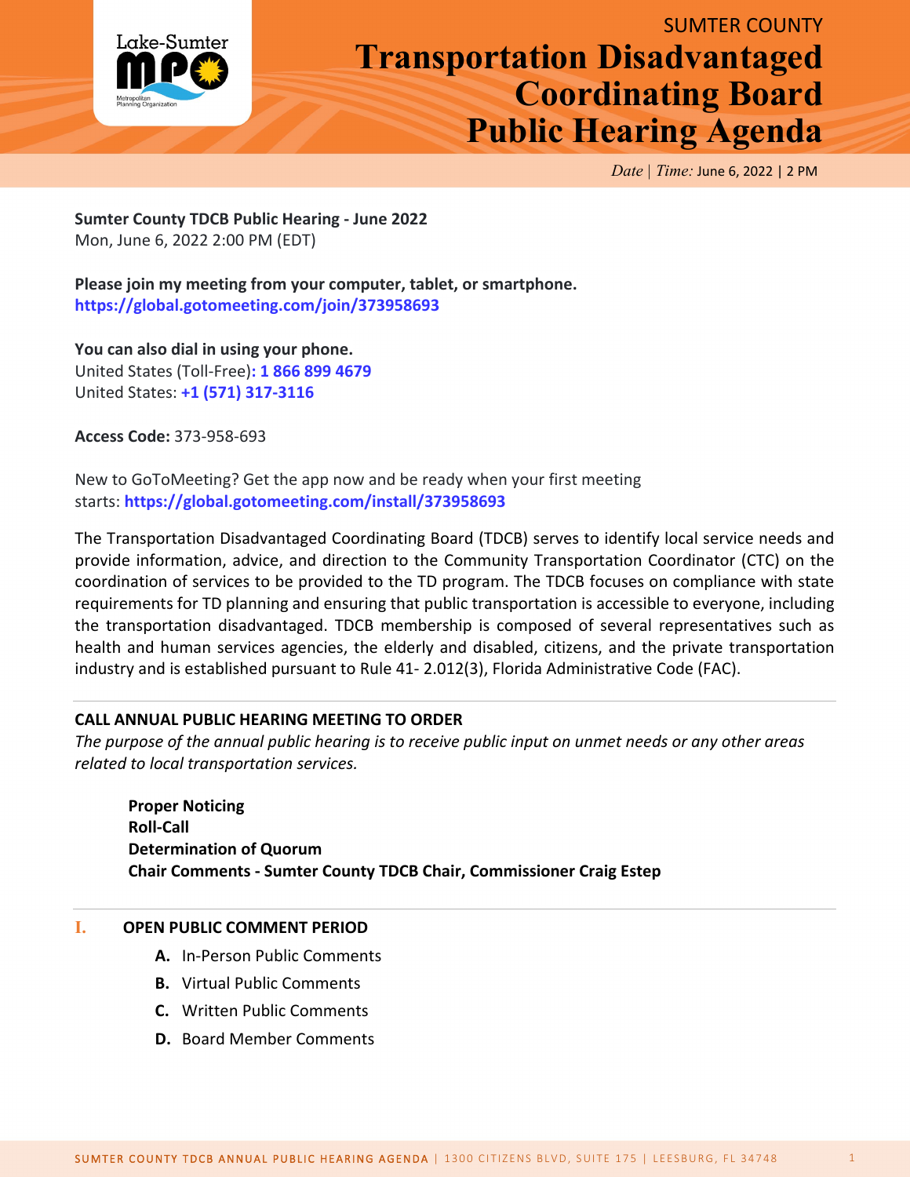SUMTER COUNTY

# Transportation Disadvantaged Coordinating Board Public Hearing Agenda

*Date | Time:* June 6, 2022 | 2 PM

**Sumter County TDCB Public Hearing - June 2022**
Mon, June 6, 2022 2:00 PM (EDT)

**Please join my meeting from your computer, tablet, or smartphone.**
**https://global.gotomeeting.com/join/373958693**

**You can also dial in using your phone.**
United States (Toll-Free)**: 1 866 899 4679**
United States: **+1 (571) 317-3116**

**Access Code:** 373-958-693

New to GoToMeeting? Get the app now and be ready when your first meeting starts: **https://global.gotomeeting.com/install/373958693**

The Transportation Disadvantaged Coordinating Board (TDCB) serves to identify local service needs and provide information, advice, and direction to the Community Transportation Coordinator (CTC) on the coordination of services to be provided to the TD program. The TDCB focuses on compliance with state requirements for TD planning and ensuring that public transportation is accessible to everyone, including the transportation disadvantaged. TDCB membership is composed of several representatives such as health and human services agencies, the elderly and disabled, citizens, and the private transportation industry and is established pursuant to Rule 41- 2.012(3), Florida Administrative Code (FAC).

## CALL ANNUAL PUBLIC HEARING MEETING TO ORDER

*The purpose of the annual public hearing is to receive public input on unmet needs or any other areas related to local transportation services.*

**Proper Noticing**
**Roll-Call**
**Determination of Quorum**
**Chair Comments - Sumter County TDCB Chair, Commissioner Craig Estep**

## I. OPEN PUBLIC COMMENT PERIOD

- **A.** In-Person Public Comments
- **B.** Virtual Public Comments
- **C.** Written Public Comments
- **D.** Board Member Comments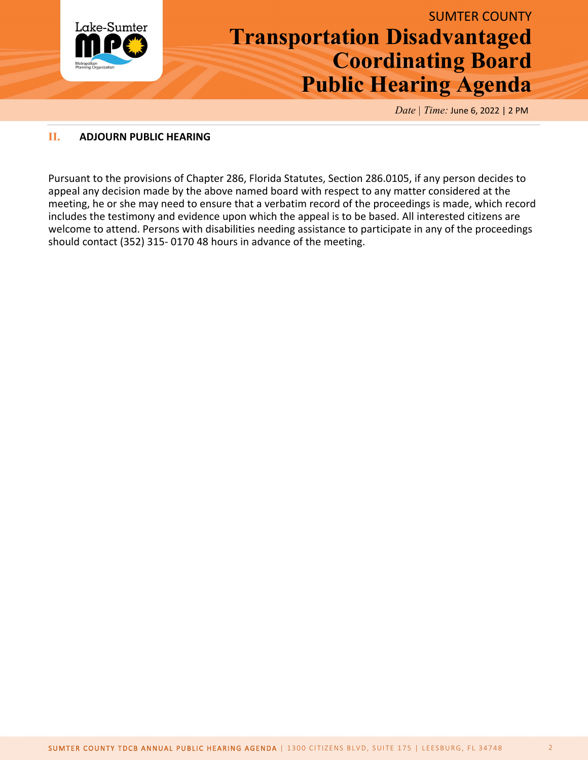## II. ADJOURN PUBLIC HEARING

Pursuant to the provisions of Chapter 286, Florida Statutes, Section 286.0105, if any person decides to appeal any decision made by the above named board with respect to any matter considered at the meeting, he or she may need to ensure that a verbatim record of the proceedings is made, which record includes the testimony and evidence upon which the appeal is to be based. All interested citizens are welcome to attend. Persons with disabilities needing assistance to participate in any of the proceedings should contact (352) 315- 0170 48 hours in advance of the meeting.